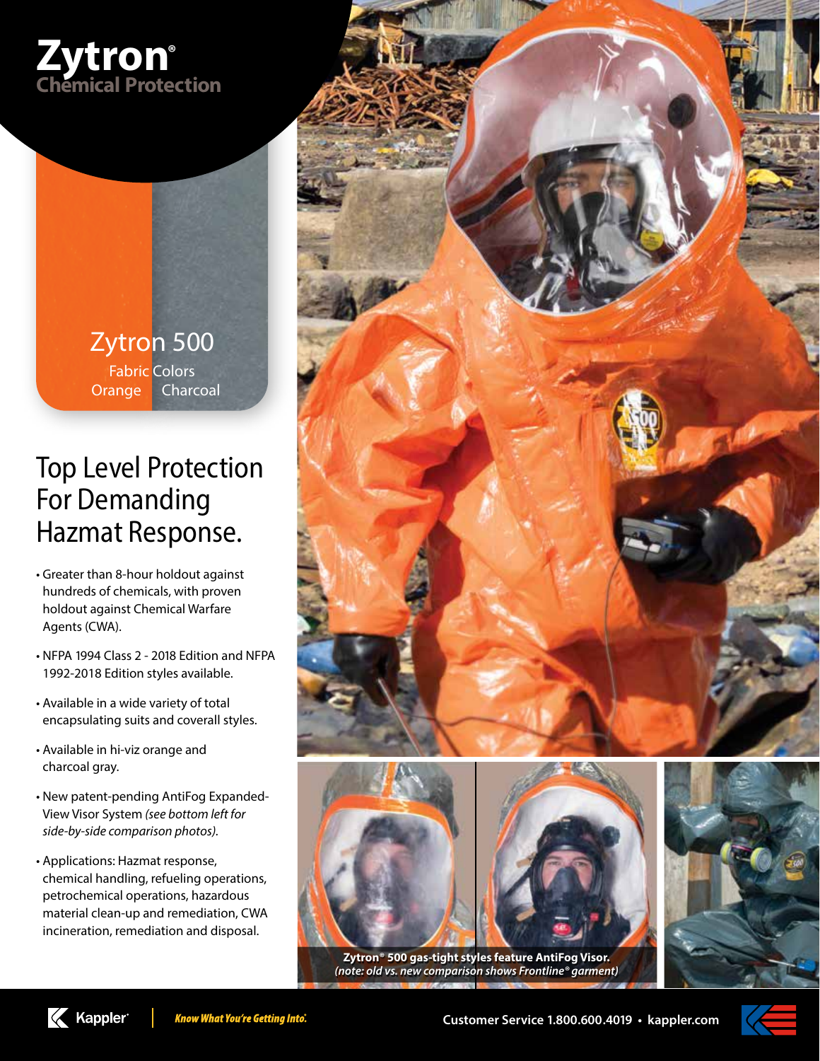# Zytron®
## Chemical Protection

### Zytron 500

Fabric Colors

Orange  Charcoal

## Top Level Protection For Demanding Hazmat Response.

- Greater than 8-hour holdout against hundreds of chemicals, with proven holdout against Chemical Warfare Agents (CWA).
- NFPA 1994 Class 2 - 2018 Edition and NFPA 1992-2018 Edition styles available.
- Available in a wide variety of total encapsulating suits and coverall styles.
- Available in hi-viz orange and charcoal gray.
- New patent-pending AntiFog Expanded-View Visor System *(see bottom left for side-by-side comparison photos).*
- Applications: Hazmat response, chemical handling, refueling operations, petrochemical operations, hazardous material clean-up and remediation, CWA incineration, remediation and disposal.

**Zytron® 500 gas-tight styles feature AntiFog Visor.**
*(note: old vs. new comparison shows Frontline® garment)*

Kappler® | *Know What You're Getting Into.*®

Customer Service 1.800.600.4019 • kappler.com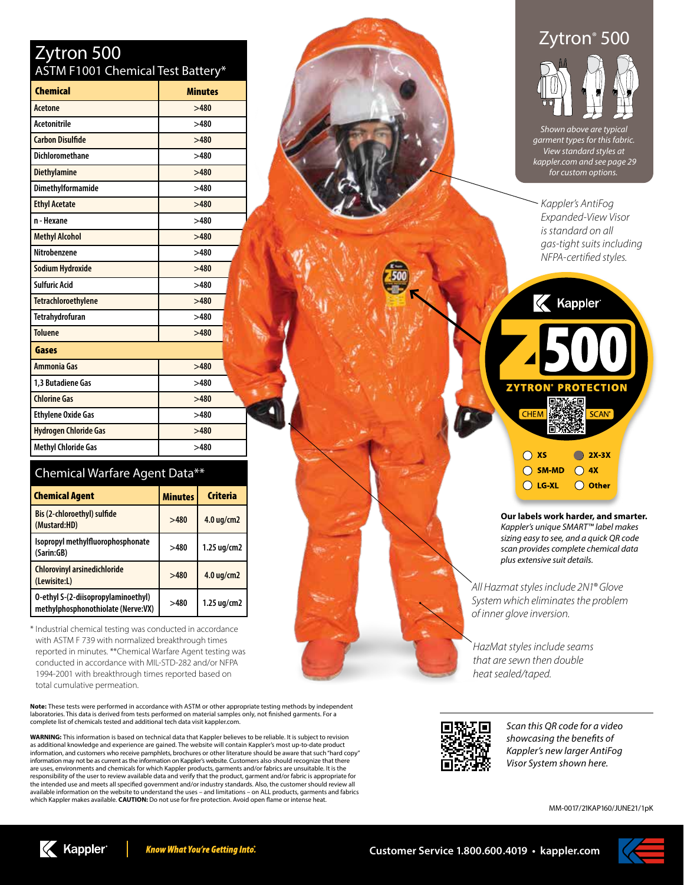## Zytron 500
### ASTM F1001 Chemical Test Battery*

| Chemical | Minutes |
| --- | --- |
| Acetone | >480 |
| Acetonitrile | >480 |
| Carbon Disulfide | >480 |
| Dichloromethane | >480 |
| Diethylamine | >480 |
| Dimethylformamide | >480 |
| Ethyl Acetate | >480 |
| n - Hexane | >480 |
| Methyl Alcohol | >480 |
| Nitrobenzene | >480 |
| Sodium Hydroxide | >480 |
| Sulfuric Acid | >480 |
| Tetrachloroethylene | >480 |
| Tetrahydrofuran | >480 |
| Toluene | >480 |
| **Gases** | |
| Ammonia Gas | >480 |
| 1,3 Butadiene Gas | >480 |
| Chlorine Gas | >480 |
| Ethylene Oxide Gas | >480 |
| Hydrogen Chloride Gas | >480 |
| Methyl Chloride Gas | >480 |

### Chemical Warfare Agent Data**

| Chemical Agent | Minutes | Criteria |
| --- | --- | --- |
| Bis (2-chloroethyl) sulfide (Mustard:HD) | >480 | 4.0 ug/cm2 |
| Isopropyl methylfluorophosphonate (Sarin:GB) | >480 | 1.25 ug/cm2 |
| Chlorovinyl arsinedichloride (Lewisite:L) | >480 | 4.0 ug/cm2 |
| O-ethyl S-(2-diisopropylaminoethyl) methylphosphonothiolate (Nerve:VX) | >480 | 1.25 ug/cm2 |

* Industrial chemical testing was conducted in accordance with ASTM F 739 with normalized breakthrough times reported in minutes. **Chemical Warfare Agent testing was conducted in accordance with MIL-STD-282 and/or NFPA 1994-2001 with breakthrough times reported based on total cumulative permeation.

## Zytron® 500

*Shown above are typical garment types for this fabric. View standard styles at kappler.com and see page 29 for custom options.*

*Kappler's AntiFog Expanded-View Visor is standard on all gas-tight suits including NFPA-certified styles.*

Kappler®

Z500

ZYTRON® PROTECTION

CHEM SCAN®

XS | SM-MD | LG-XL | 2X-3X | 4X | Other

**Our labels work harder, and smarter.** *Kappler's unique SMART™ label makes sizing easy to see, and a quick QR code scan provides complete chemical data plus extensive suit details.*

*All Hazmat styles include 2N1® Glove System which eliminates the problem of inner glove inversion.*

*HazMat styles include seams that are sewn then double heat sealed/taped.*

*Scan this QR code for a video showcasing the benefits of Kappler's new larger AntiFog Visor System shown here.*

**Note:** These tests were performed in accordance with ASTM or other appropriate testing methods by independent laboratories. This data is derived from tests performed on material samples only, not finished garments. For a complete list of chemicals tested and additional tech data visit kappler.com.

**WARNING:** This information is based on technical data that Kappler believes to be reliable. It is subject to revision as additional knowledge and experience are gained. The website will contain Kappler's most up-to-date product information, and customers who receive pamphlets, brochures or other literature should be aware that such "hard copy" information may not be as current as the information on Kappler's website. Customers also should recognize that there are uses, environments and chemicals for which Kappler products, garments and/or fabrics are unsuitable. It is the responsibility of the user to review available data and verify that the product, garment and/or fabric is appropriate for the intended use and meets all specified government and/or industry standards. Also, the customer should review all available information on the website to understand the uses – and limitations – on ALL products, garments and fabrics which Kappler makes available. **CAUTION:** Do not use for fire protection. Avoid open flame or intense heat.

MM-0017/21KAP160/JUNE21/1pK

Kappler® | *Know What You're Getting Into.®*

**Customer Service 1.800.600.4019 • kappler.com**